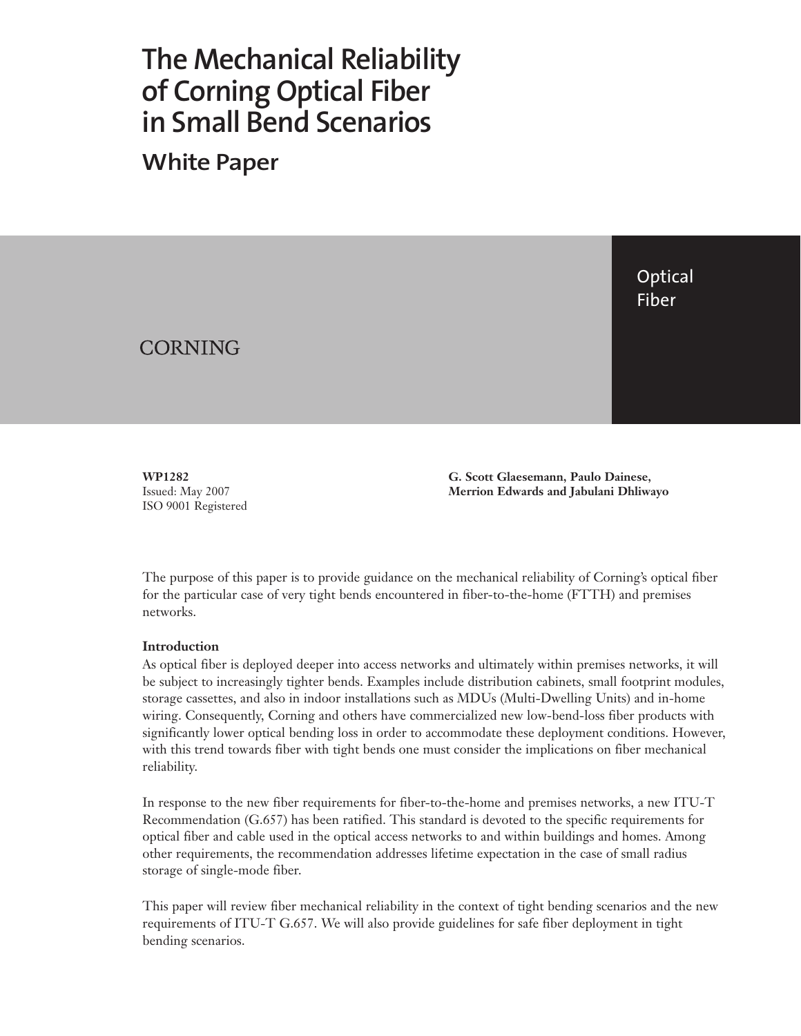# The Mechanical Reliability of Corning Optical Fiber in Small Bend Scenarios

## White Paper

Optical Fiber

CORNING

**WP1282**
Issued: May 2007
ISO 9001 Registered

**G. Scott Glaesemann, Paulo Dainese, Merrion Edwards and Jabulani Dhliwayo**

The purpose of this paper is to provide guidance on the mechanical reliability of Corning's optical fiber for the particular case of very tight bends encountered in fiber-to-the-home (FTTH) and premises networks.

**Introduction**

As optical fiber is deployed deeper into access networks and ultimately within premises networks, it will be subject to increasingly tighter bends. Examples include distribution cabinets, small footprint modules, storage cassettes, and also in indoor installations such as MDUs (Multi-Dwelling Units) and in-home wiring. Consequently, Corning and others have commercialized new low-bend-loss fiber products with significantly lower optical bending loss in order to accommodate these deployment conditions. However, with this trend towards fiber with tight bends one must consider the implications on fiber mechanical reliability.

In response to the new fiber requirements for fiber-to-the-home and premises networks, a new ITU-T Recommendation (G.657) has been ratified. This standard is devoted to the specific requirements for optical fiber and cable used in the optical access networks to and within buildings and homes. Among other requirements, the recommendation addresses lifetime expectation in the case of small radius storage of single-mode fiber.

This paper will review fiber mechanical reliability in the context of tight bending scenarios and the new requirements of ITU-T G.657. We will also provide guidelines for safe fiber deployment in tight bending scenarios.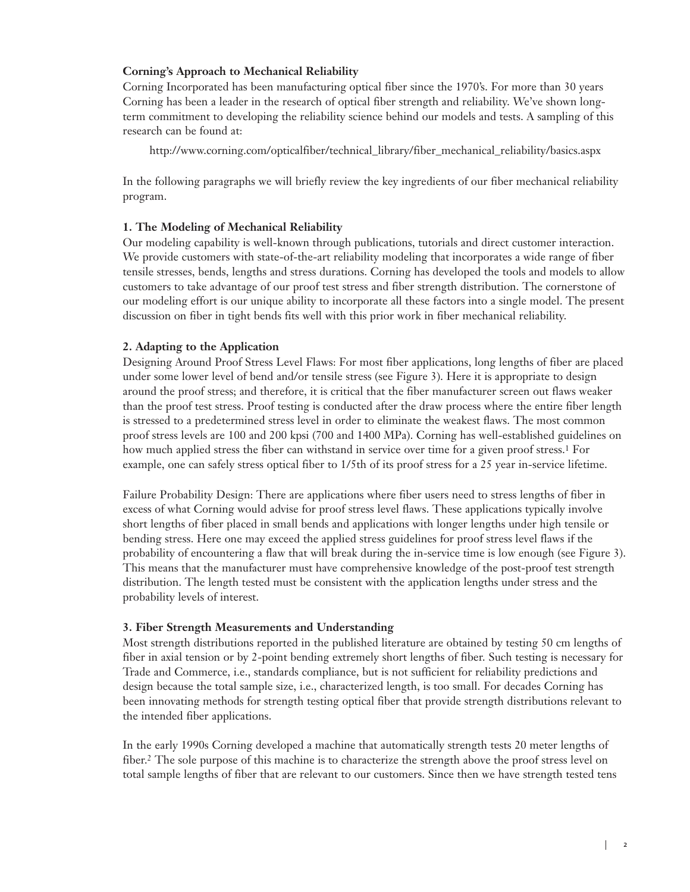**Corning's Approach to Mechanical Reliability**

Corning Incorporated has been manufacturing optical fiber since the 1970's. For more than 30 years Corning has been a leader in the research of optical fiber strength and reliability. We've shown long-term commitment to developing the reliability science behind our models and tests. A sampling of this research can be found at:

http://www.corning.com/opticalfiber/technical_library/fiber_mechanical_reliability/basics.aspx

In the following paragraphs we will briefly review the key ingredients of our fiber mechanical reliability program.

**1. The Modeling of Mechanical Reliability**

Our modeling capability is well-known through publications, tutorials and direct customer interaction. We provide customers with state-of-the-art reliability modeling that incorporates a wide range of fiber tensile stresses, bends, lengths and stress durations. Corning has developed the tools and models to allow customers to take advantage of our proof test stress and fiber strength distribution. The cornerstone of our modeling effort is our unique ability to incorporate all these factors into a single model. The present discussion on fiber in tight bends fits well with this prior work in fiber mechanical reliability.

**2. Adapting to the Application**

Designing Around Proof Stress Level Flaws: For most fiber applications, long lengths of fiber are placed under some lower level of bend and/or tensile stress (see Figure 3). Here it is appropriate to design around the proof stress; and therefore, it is critical that the fiber manufacturer screen out flaws weaker than the proof test stress. Proof testing is conducted after the draw process where the entire fiber length is stressed to a predetermined stress level in order to eliminate the weakest flaws. The most common proof stress levels are 100 and 200 kpsi (700 and 1400 MPa). Corning has well-established guidelines on how much applied stress the fiber can withstand in service over time for a given proof stress.[1] For example, one can safely stress optical fiber to 1/5th of its proof stress for a 25 year in-service lifetime.

Failure Probability Design: There are applications where fiber users need to stress lengths of fiber in excess of what Corning would advise for proof stress level flaws. These applications typically involve short lengths of fiber placed in small bends and applications with longer lengths under high tensile or bending stress. Here one may exceed the applied stress guidelines for proof stress level flaws if the probability of encountering a flaw that will break during the in-service time is low enough (see Figure 3). This means that the manufacturer must have comprehensive knowledge of the post-proof test strength distribution. The length tested must be consistent with the application lengths under stress and the probability levels of interest.

**3. Fiber Strength Measurements and Understanding**

Most strength distributions reported in the published literature are obtained by testing 50 cm lengths of fiber in axial tension or by 2-point bending extremely short lengths of fiber. Such testing is necessary for Trade and Commerce, i.e., standards compliance, but is not sufficient for reliability predictions and design because the total sample size, i.e., characterized length, is too small. For decades Corning has been innovating methods for strength testing optical fiber that provide strength distributions relevant to the intended fiber applications.

In the early 1990s Corning developed a machine that automatically strength tests 20 meter lengths of fiber.[2] The sole purpose of this machine is to characterize the strength above the proof stress level on total sample lengths of fiber that are relevant to our customers. Since then we have strength tested tens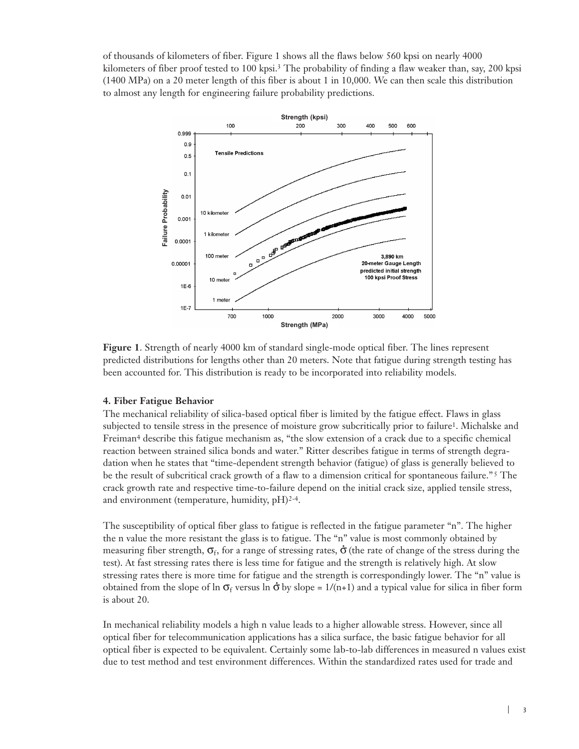of thousands of kilometers of fiber. Figure 1 shows all the flaws below 560 kpsi on nearly 4000 kilometers of fiber proof tested to 100 kpsi.[3] The probability of finding a flaw weaker than, say, 200 kpsi (1400 MPa) on a 20 meter length of this fiber is about 1 in 10,000. We can then scale this distribution to almost any length for engineering failure probability predictions.

**Figure 1**. Strength of nearly 4000 km of standard single-mode optical fiber. The lines represent predicted distributions for lengths other than 20 meters. Note that fatigue during strength testing has been accounted for. This distribution is ready to be incorporated into reliability models.

#### 4. Fiber Fatigue Behavior

The mechanical reliability of silica-based optical fiber is limited by the fatigue effect. Flaws in glass subjected to tensile stress in the presence of moisture grow subcritically prior to failure[1]. Michalske and Freiman[4] describe this fatigue mechanism as, "the slow extension of a crack due to a specific chemical reaction between strained silica bonds and water." Ritter describes fatigue in terms of strength degradation when he states that "time-dependent strength behavior (fatigue) of glass is generally believed to be the result of subcritical crack growth of a flaw to a dimension critical for spontaneous failure."[5] The crack growth rate and respective time-to-failure depend on the initial crack size, applied tensile stress, and environment (temperature, humidity, pH)[2-4].

The susceptibility of optical fiber glass to fatigue is reflected in the fatigue parameter "n". The higher the n value the more resistant the glass is to fatigue. The "n" value is most commonly obtained by measuring fiber strength, $\sigma_f$, for a range of stressing rates, $\dot{\sigma}$ (the rate of change of the stress during the test). At fast stressing rates there is less time for fatigue and the strength is relatively high. At slow stressing rates there is more time for fatigue and the strength is correspondingly lower. The "n" value is obtained from the slope of $\ln \sigma_f$ versus $\ln \dot{\sigma}$ by slope = $1/(n+1)$ and a typical value for silica in fiber form is about 20.

In mechanical reliability models a high n value leads to a higher allowable stress. However, since all optical fiber for telecommunication applications has a silica surface, the basic fatigue behavior for all optical fiber is expected to be equivalent. Certainly some lab-to-lab differences in measured n values exist due to test method and test environment differences. Within the standardized rates used for trade and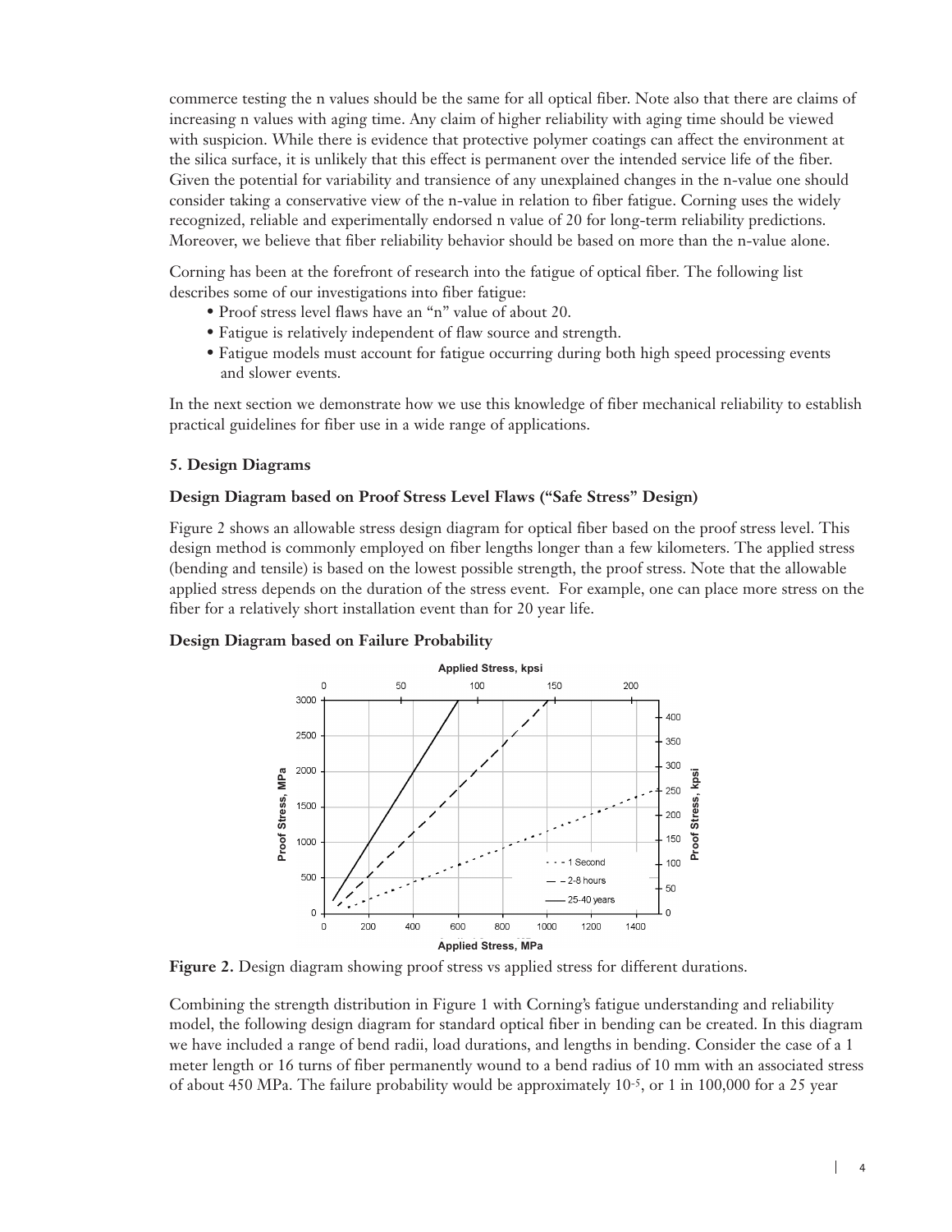commerce testing the n values should be the same for all optical fiber. Note also that there are claims of increasing n values with aging time. Any claim of higher reliability with aging time should be viewed with suspicion. While there is evidence that protective polymer coatings can affect the environment at the silica surface, it is unlikely that this effect is permanent over the intended service life of the fiber. Given the potential for variability and transience of any unexplained changes in the n-value one should consider taking a conservative view of the n-value in relation to fiber fatigue. Corning uses the widely recognized, reliable and experimentally endorsed n value of 20 for long-term reliability predictions. Moreover, we believe that fiber reliability behavior should be based on more than the n-value alone.

Corning has been at the forefront of research into the fatigue of optical fiber. The following list describes some of our investigations into fiber fatigue:

- Proof stress level flaws have an "n" value of about 20.
- Fatigue is relatively independent of flaw source and strength.
- Fatigue models must account for fatigue occurring during both high speed processing events and slower events.

In the next section we demonstrate how we use this knowledge of fiber mechanical reliability to establish practical guidelines for fiber use in a wide range of applications.

### 5. Design Diagrams

#### Design Diagram based on Proof Stress Level Flaws ("Safe Stress" Design)

Figure 2 shows an allowable stress design diagram for optical fiber based on the proof stress level. This design method is commonly employed on fiber lengths longer than a few kilometers. The applied stress (bending and tensile) is based on the lowest possible strength, the proof stress. Note that the allowable applied stress depends on the duration of the stress event. For example, one can place more stress on the fiber for a relatively short installation event than for 20 year life.

#### Design Diagram based on Failure Probability

**Figure 2.** Design diagram showing proof stress vs applied stress for different durations.

Combining the strength distribution in Figure 1 with Corning's fatigue understanding and reliability model, the following design diagram for standard optical fiber in bending can be created. In this diagram we have included a range of bend radii, load durations, and lengths in bending. Consider the case of a 1 meter length or 16 turns of fiber permanently wound to a bend radius of 10 mm with an associated stress of about 450 MPa. The failure probability would be approximately $10^{-5}$, or 1 in 100,000 for a 25 year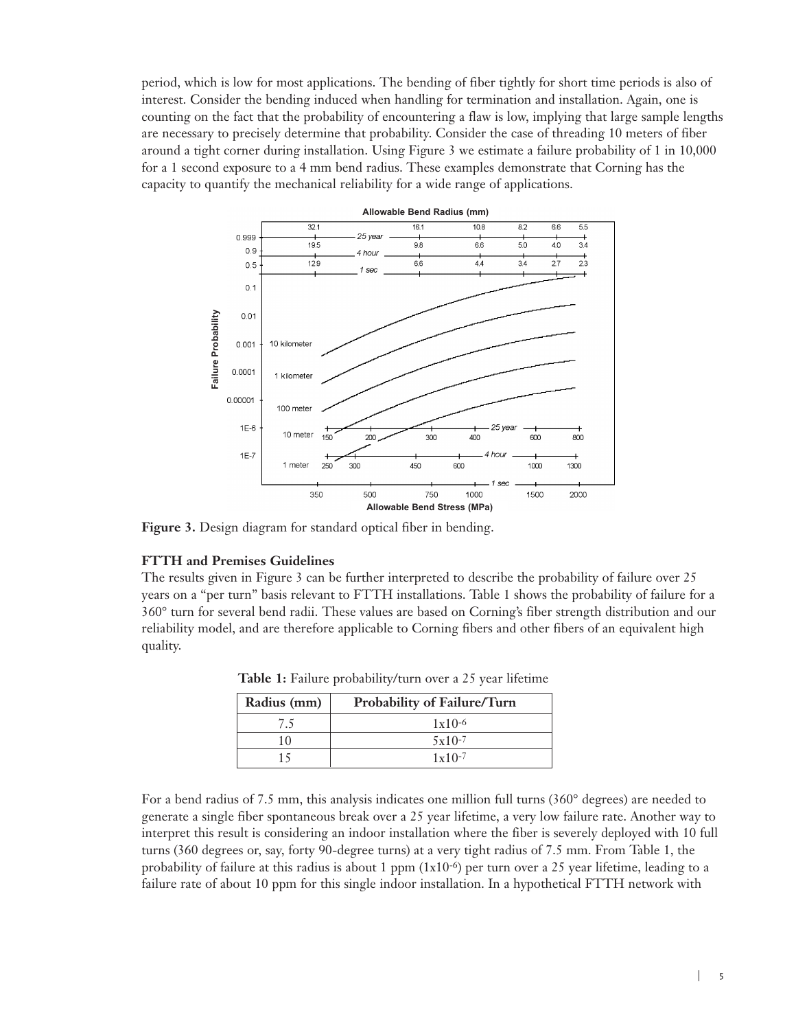period, which is low for most applications. The bending of fiber tightly for short time periods is also of interest. Consider the bending induced when handling for termination and installation. Again, one is counting on the fact that the probability of encountering a flaw is low, implying that large sample lengths are necessary to precisely determine that probability. Consider the case of threading 10 meters of fiber around a tight corner during installation. Using Figure 3 we estimate a failure probability of 1 in 10,000 for a 1 second exposure to a 4 mm bend radius. These examples demonstrate that Corning has the capacity to quantify the mechanical reliability for a wide range of applications.

**Figure 3.** Design diagram for standard optical fiber in bending.

### FTTH and Premises Guidelines

The results given in Figure 3 can be further interpreted to describe the probability of failure over 25 years on a "per turn" basis relevant to FTTH installations. Table 1 shows the probability of failure for a 360° turn for several bend radii. These values are based on Corning's fiber strength distribution and our reliability model, and are therefore applicable to Corning fibers and other fibers of an equivalent high quality.

**Table 1:** Failure probability/turn over a 25 year lifetime

| Radius (mm) | Probability of Failure/Turn |
|---|---|
| 7.5 | $1 \times 10^{-6}$ |
| 10 | $5 \times 10^{-7}$ |
| 15 | $1 \times 10^{-7}$ |

For a bend radius of 7.5 mm, this analysis indicates one million full turns (360° degrees) are needed to generate a single fiber spontaneous break over a 25 year lifetime, a very low failure rate. Another way to interpret this result is considering an indoor installation where the fiber is severely deployed with 10 full turns (360 degrees or, say, forty 90-degree turns) at a very tight radius of 7.5 mm. From Table 1, the probability of failure at this radius is about 1 ppm ($1 \times 10^{-6}$) per turn over a 25 year lifetime, leading to a failure rate of about 10 ppm for this single indoor installation. In a hypothetical FTTH network with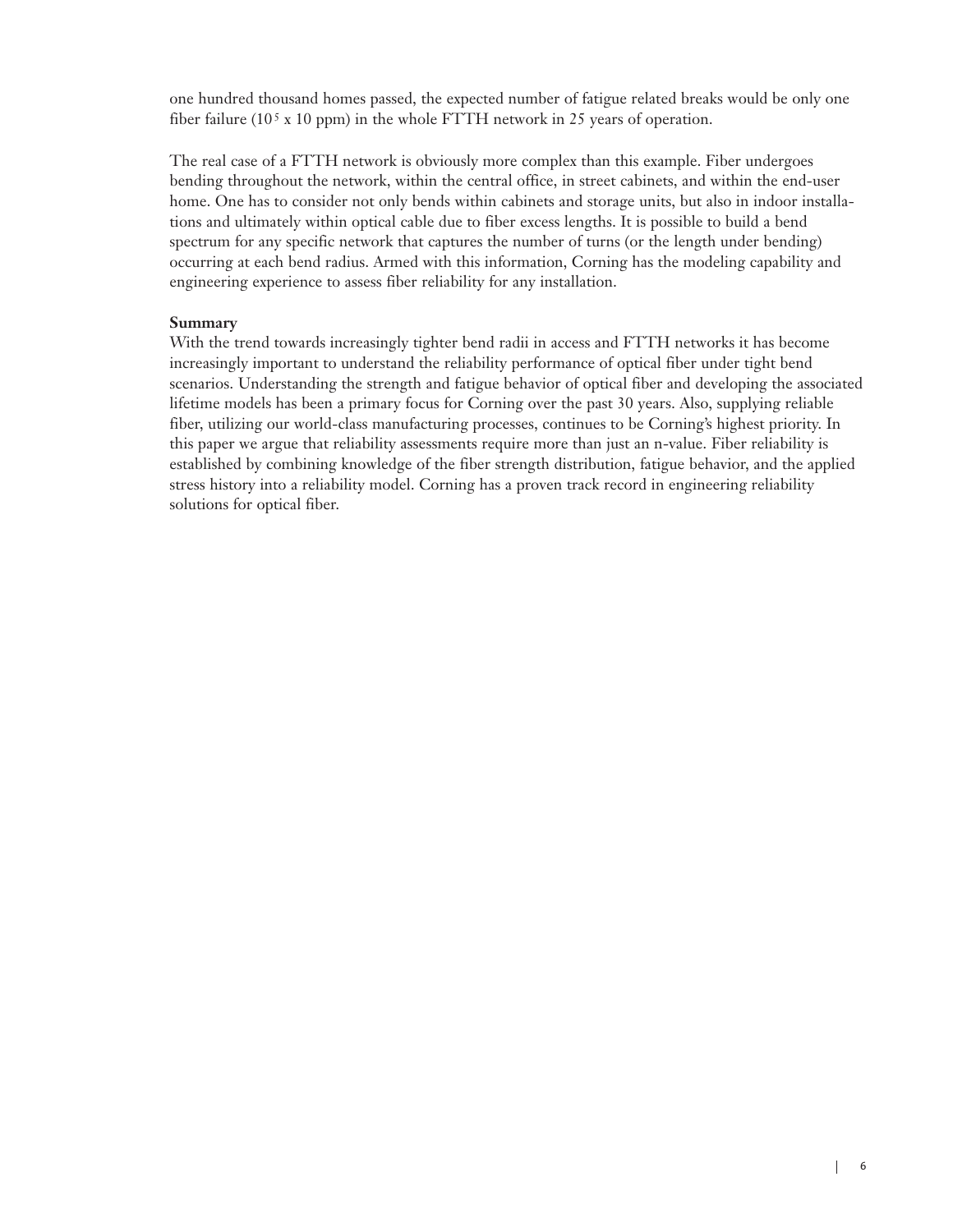one hundred thousand homes passed, the expected number of fatigue related breaks would be only one fiber failure ($10^5$ x 10 ppm) in the whole FTTH network in 25 years of operation.

The real case of a FTTH network is obviously more complex than this example. Fiber undergoes bending throughout the network, within the central office, in street cabinets, and within the end-user home. One has to consider not only bends within cabinets and storage units, but also in indoor installations and ultimately within optical cable due to fiber excess lengths. It is possible to build a bend spectrum for any specific network that captures the number of turns (or the length under bending) occurring at each bend radius. Armed with this information, Corning has the modeling capability and engineering experience to assess fiber reliability for any installation.

**Summary**

With the trend towards increasingly tighter bend radii in access and FTTH networks it has become increasingly important to understand the reliability performance of optical fiber under tight bend scenarios. Understanding the strength and fatigue behavior of optical fiber and developing the associated lifetime models has been a primary focus for Corning over the past 30 years. Also, supplying reliable fiber, utilizing our world-class manufacturing processes, continues to be Corning's highest priority. In this paper we argue that reliability assessments require more than just an n-value. Fiber reliability is established by combining knowledge of the fiber strength distribution, fatigue behavior, and the applied stress history into a reliability model. Corning has a proven track record in engineering reliability solutions for optical fiber.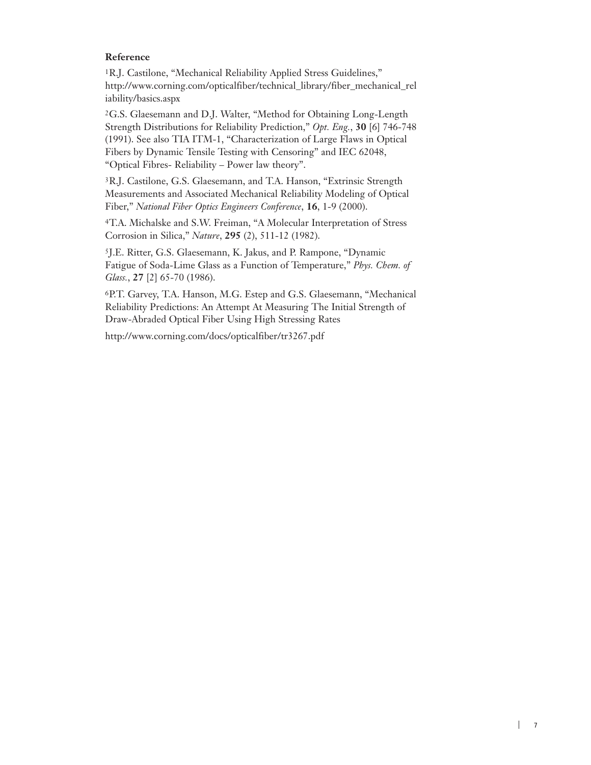**Reference**

[1]R.J. Castilone, "Mechanical Reliability Applied Stress Guidelines," http://www.corning.com/opticalfiber/technical_library/fiber_mechanical_reliability/basics.aspx

[2]G.S. Glaesemann and D.J. Walter, "Method for Obtaining Long-Length Strength Distributions for Reliability Prediction," *Opt. Eng.*, **30** [6] 746-748 (1991). See also TIA ITM-1, "Characterization of Large Flaws in Optical Fibers by Dynamic Tensile Testing with Censoring" and IEC 62048, "Optical Fibres- Reliability – Power law theory".

[3]R.J. Castilone, G.S. Glaesemann, and T.A. Hanson, "Extrinsic Strength Measurements and Associated Mechanical Reliability Modeling of Optical Fiber," *National Fiber Optics Engineers Conference*, **16**, 1-9 (2000).

[4]T.A. Michalske and S.W. Freiman, "A Molecular Interpretation of Stress Corrosion in Silica," *Nature*, **295** (2), 511-12 (1982).

[5]J.E. Ritter, G.S. Glaesemann, K. Jakus, and P. Rampone, "Dynamic Fatigue of Soda-Lime Glass as a Function of Temperature," *Phys. Chem. of Glass.*, **27** [2] 65-70 (1986).

[6]P.T. Garvey, T.A. Hanson, M.G. Estep and G.S. Glaesemann, "Mechanical Reliability Predictions: An Attempt At Measuring The Initial Strength of Draw-Abraded Optical Fiber Using High Stressing Rates

http://www.corning.com/docs/opticalfiber/tr3267.pdf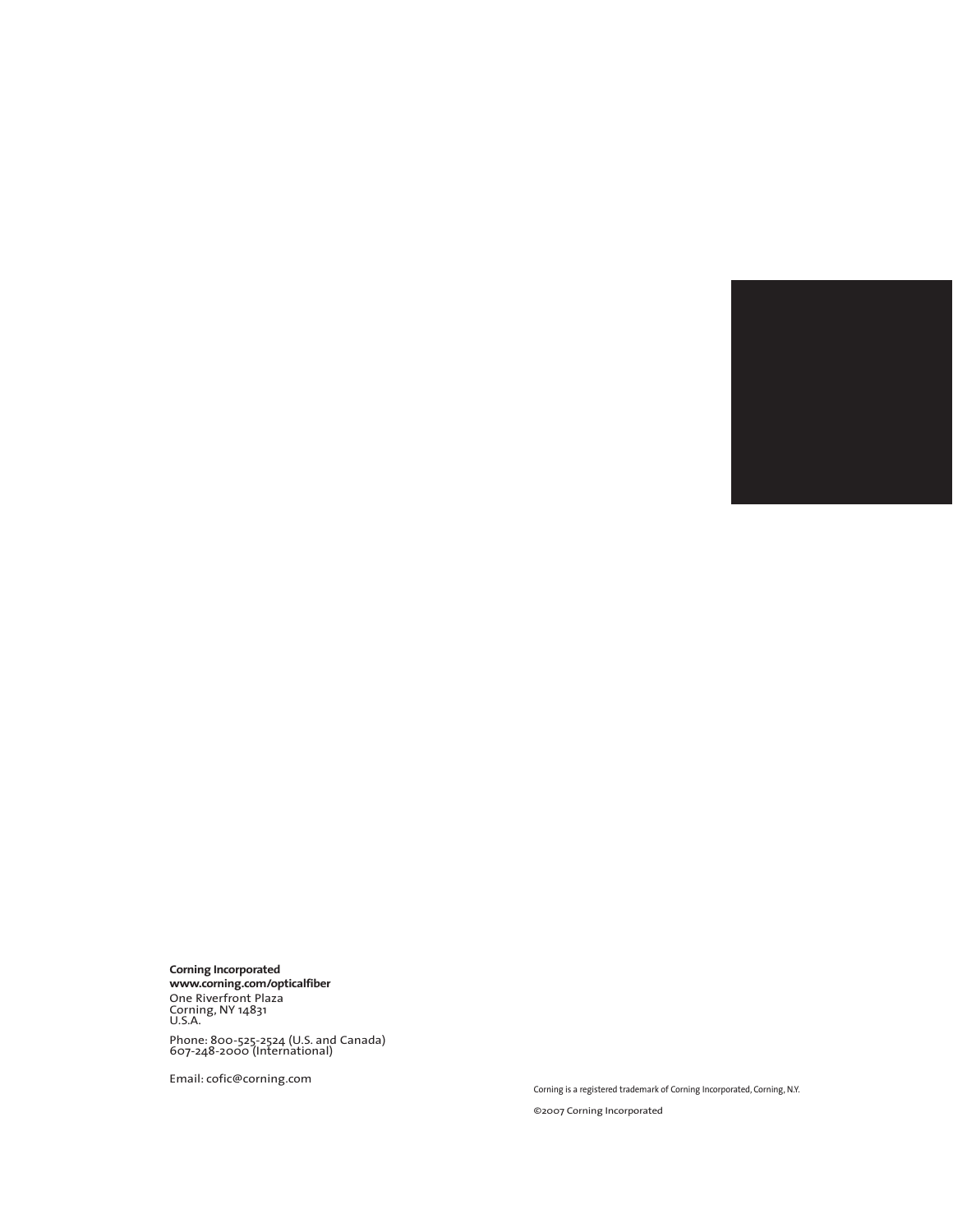**Corning Incorporated**
**www.corning.com/opticalfiber**
One Riverfront Plaza
Corning, NY 14831
U.S.A.

Phone: 800-525-2524 (U.S. and Canada)
607-248-2000 (International)

Email: cofic@corning.com

Corning is a registered trademark of Corning Incorporated, Corning, N.Y.

©2007 Corning Incorporated